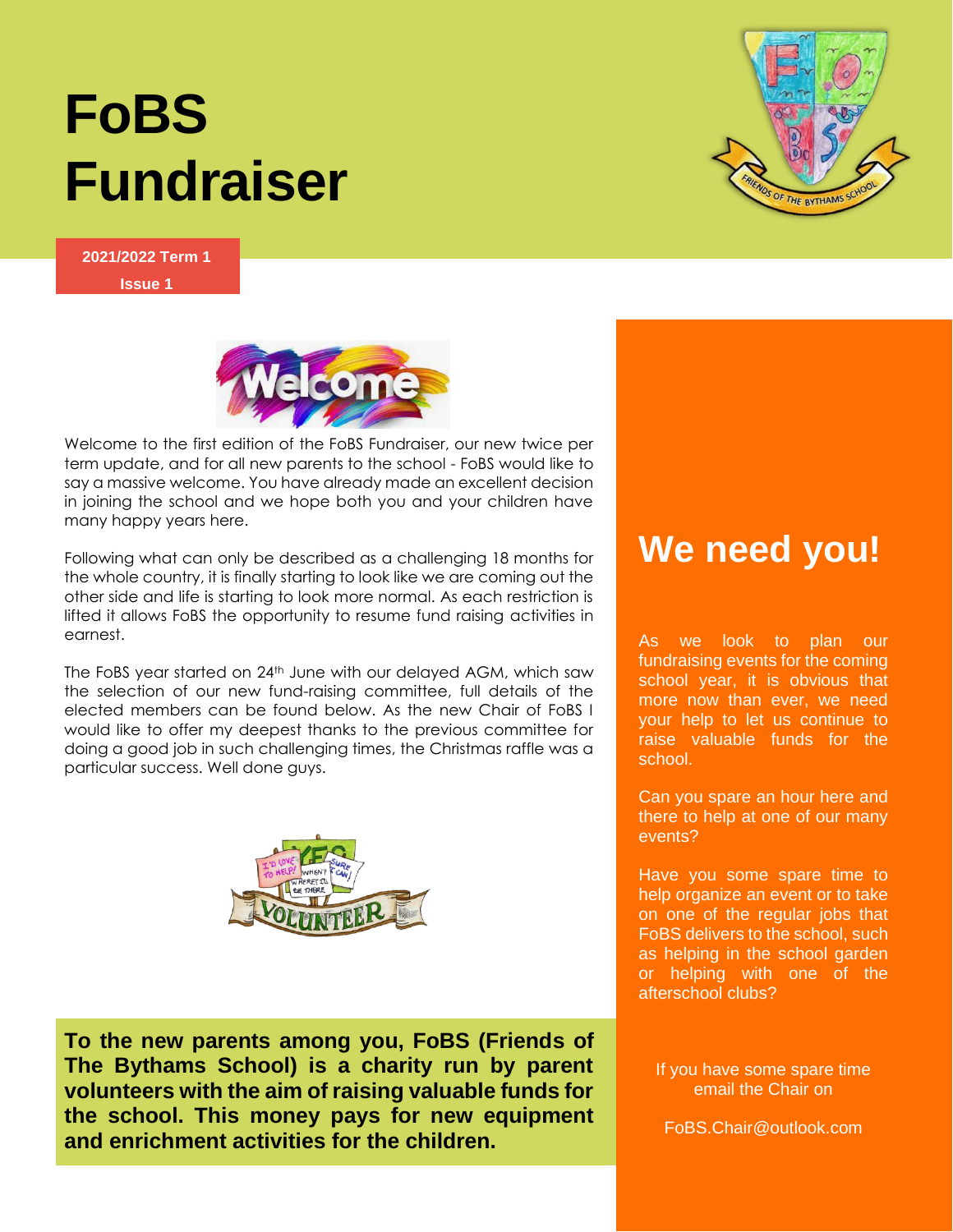# FoBS Fundraiser

**2021/2022 Term 1**
**Issue 1**

Welcome to the first edition of the FoBS Fundraiser, our new twice per term update, and for all new parents to the school - FoBS would like to say a massive welcome. You have already made an excellent decision in joining the school and we hope both you and your children have many happy years here.

Following what can only be described as a challenging 18 months for the whole country, it is finally starting to look like we are coming out the other side and life is starting to look more normal. As each restriction is lifted it allows FoBS the opportunity to resume fund raising activities in earnest.

The FoBS year started on 24th June with our delayed AGM, which saw the selection of our new fund-raising committee, full details of the elected members can be found below. As the new Chair of FoBS I would like to offer my deepest thanks to the previous committee for doing a good job in such challenging times, the Christmas raffle was a particular success. Well done guys.

**To the new parents among you, FoBS (Friends of The Bythams School) is a charity run by parent volunteers with the aim of raising valuable funds for the school. This money pays for new equipment and enrichment activities for the children.**

## We need you!

As we look to plan our fundraising events for the coming school year, it is obvious that more now than ever, we need your help to let us continue to raise valuable funds for the school.

Can you spare an hour here and there to help at one of our many events?

Have you some spare time to help organize an event or to take on one of the regular jobs that FoBS delivers to the school, such as helping in the school garden or helping with one of the afterschool clubs?

If you have some spare time email the Chair on

FoBS.Chair@outlook.com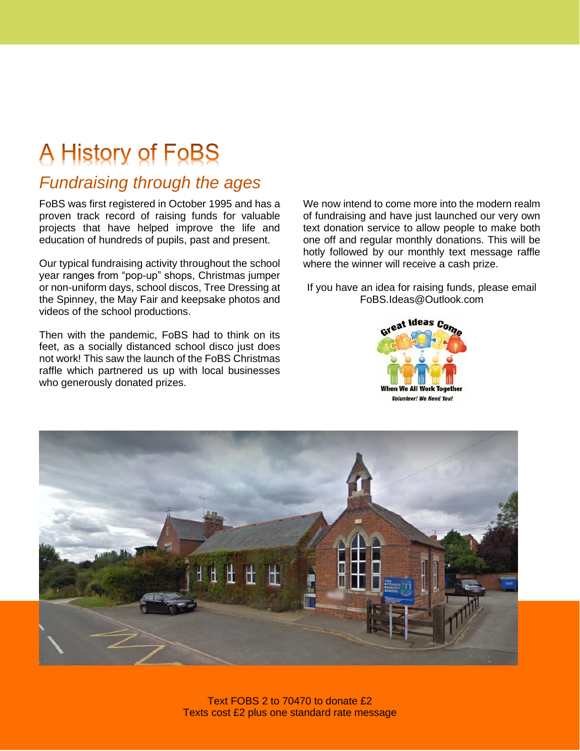# A History of FoBS

## *Fundraising through the ages*

FoBS was first registered in October 1995 and has a proven track record of raising funds for valuable projects that have helped improve the life and education of hundreds of pupils, past and present.

Our typical fundraising activity throughout the school year ranges from “pop-up” shops, Christmas jumper or non-uniform days, school discos, Tree Dressing at the Spinney, the May Fair and keepsake photos and videos of the school productions.

Then with the pandemic, FoBS had to think on its feet, as a socially distanced school disco just does not work! This saw the launch of the FoBS Christmas raffle which partnered us up with local businesses who generously donated prizes.

We now intend to come more into the modern realm of fundraising and have just launched our very own text donation service to allow people to make both one off and regular monthly donations. This will be hotly followed by our monthly text message raffle where the winner will receive a cash prize.

If you have an idea for raising funds, please email FoBS.Ideas@Outlook.com

Text FOBS 2 to 70470 to donate £2
Texts cost £2 plus one standard rate message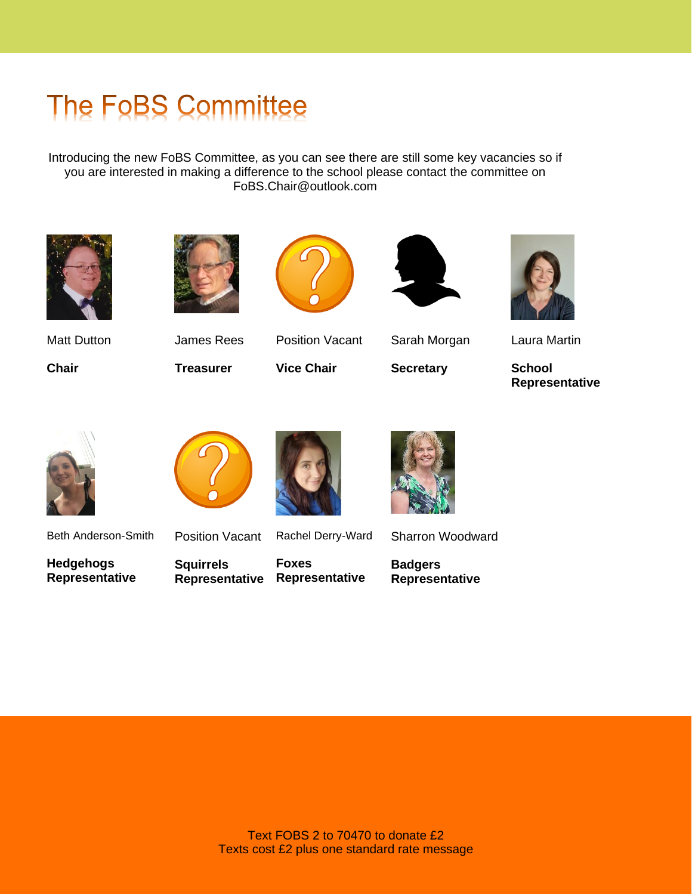# The FoBS Committee

Introducing the new FoBS Committee, as you can see there are still some key vacancies so if you are interested in making a difference to the school please contact the committee on FoBS.Chair@outlook.com

Matt Dutton

**Chair**

James Rees

**Treasurer**

Position Vacant

**Vice Chair**

Sarah Morgan

**Secretary**

Laura Martin

**School Representative**

Beth Anderson-Smith

**Hedgehogs Representative**

Position Vacant

**Squirrels Representative**

Rachel Derry-Ward

**Foxes Representative**

Sharron Woodward

**Badgers Representative**

Text FOBS 2 to 70470 to donate £2
Texts cost £2 plus one standard rate message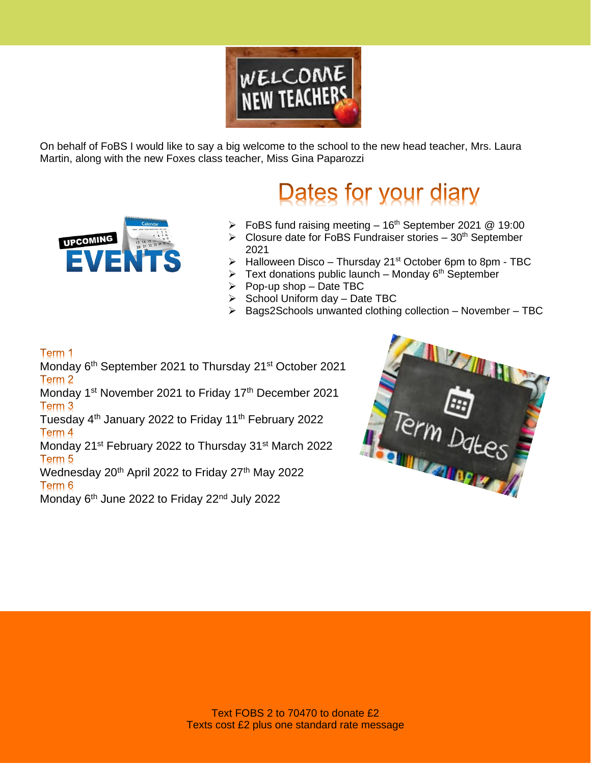On behalf of FoBS I would like to say a big welcome to the school to the new head teacher, Mrs. Laura Martin, along with the new Foxes class teacher, Miss Gina Paparozzi

# Dates for your diary

- FoBS fund raising meeting – 16th September 2021 @ 19:00
- Closure date for FoBS Fundraiser stories – 30th September 2021
- Halloween Disco – Thursday 21st October 6pm to 8pm - TBC
- Text donations public launch – Monday 6th September
- Pop-up shop – Date TBC
- School Uniform day – Date TBC
- Bags2Schools unwanted clothing collection – November – TBC

Term 1
Monday 6th September 2021 to Thursday 21st October 2021

Term 2
Monday 1st November 2021 to Friday 17th December 2021

Term 3
Tuesday 4th January 2022 to Friday 11th February 2022

Term 4
Monday 21st February 2022 to Thursday 31st March 2022

Term 5
Wednesday 20th April 2022 to Friday 27th May 2022

Term 6
Monday 6th June 2022 to Friday 22nd July 2022

Text FOBS 2 to 70470 to donate £2
Texts cost £2 plus one standard rate message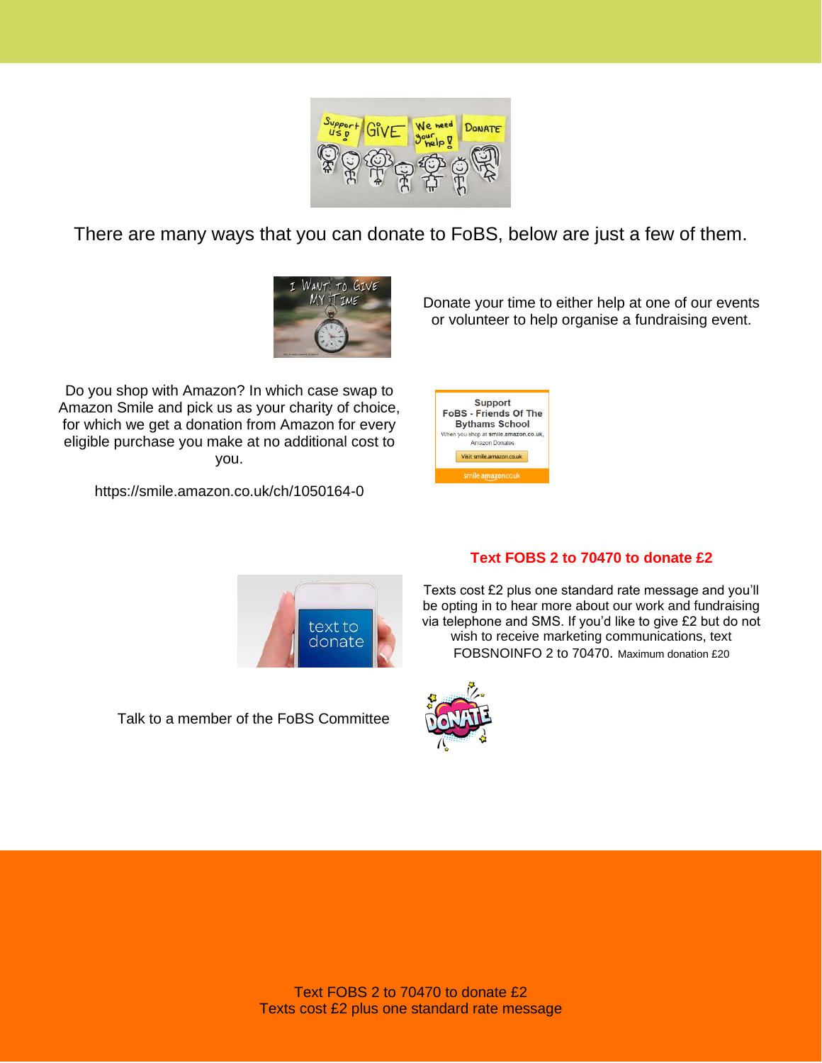There are many ways that you can donate to FoBS, below are just a few of them.

Donate your time to either help at one of our events or volunteer to help organise a fundraising event.

Do you shop with Amazon? In which case swap to Amazon Smile and pick us as your charity of choice, for which we get a donation from Amazon for every eligible purchase you make at no additional cost to you.

https://smile.amazon.co.uk/ch/1050164-0

**Text FOBS 2 to 70470 to donate £2**

Texts cost £2 plus one standard rate message and you'll be opting in to hear more about our work and fundraising via telephone and SMS. If you'd like to give £2 but do not wish to receive marketing communications, text FOBSNOINFO 2 to 70470. Maximum donation £20

Talk to a member of the FoBS Committee

Text FOBS 2 to 70470 to donate £2
Texts cost £2 plus one standard rate message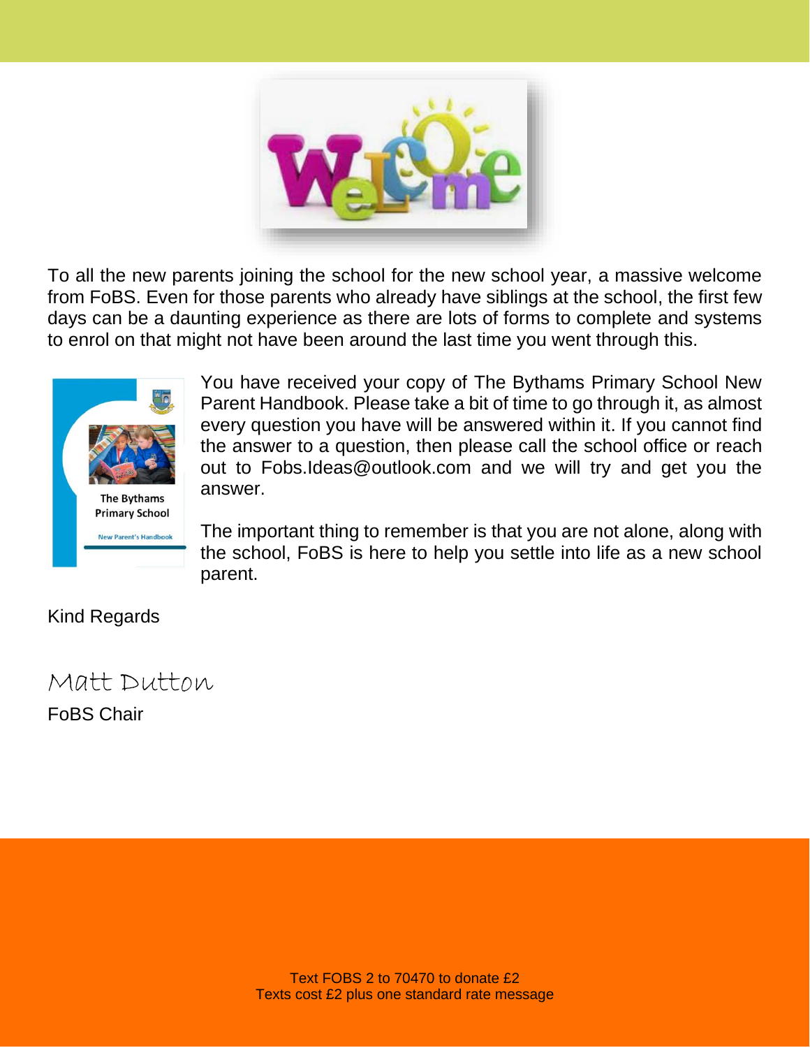To all the new parents joining the school for the new school year, a massive welcome from FoBS. Even for those parents who already have siblings at the school, the first few days can be a daunting experience as there are lots of forms to complete and systems to enrol on that might not have been around the last time you went through this.

You have received your copy of The Bythams Primary School New Parent Handbook. Please take a bit of time to go through it, as almost every question you have will be answered within it. If you cannot find the answer to a question, then please call the school office or reach out to Fobs.Ideas@outlook.com and we will try and get you the answer.

The important thing to remember is that you are not alone, along with the school, FoBS is here to help you settle into life as a new school parent.

Kind Regards

Matt Dutton

FoBS Chair

Text FOBS 2 to 70470 to donate £2
Texts cost £2 plus one standard rate message